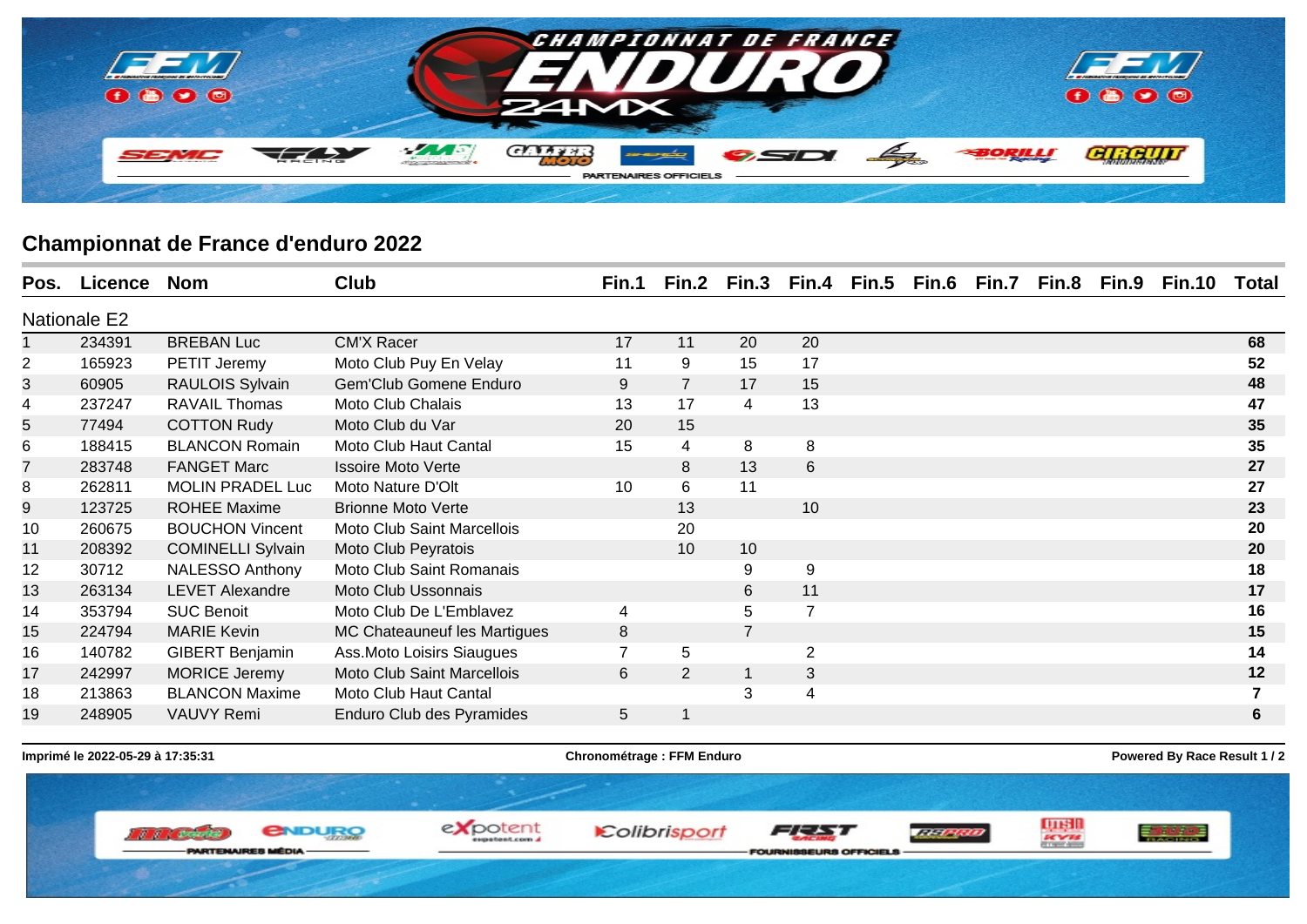# Championnat de France d'enduro 2022

| Pos. | Licence | Nom | Club | Fin.1 | Fin.2 | Fin.3 | Fin.4 | Fin.5 | Fin.6 | Fin.7 | Fin.8 | Fin.9 | Fin.10 | Total |
|---|---|---|---|---|---|---|---|---|---|---|---|---|---|---|
| **Nationale E2** | | | | | | | | | | | | | | |
| 1 | 234391 | BREBAN Luc | CM'X Racer | 17 | 11 | 20 | 20 | | | | | | | **68** |
| 2 | 165923 | PETIT Jeremy | Moto Club Puy En Velay | 11 | 9 | 15 | 17 | | | | | | | **52** |
| 3 | 60905 | RAULOIS Sylvain | Gem'Club Gomene Enduro | 9 | 7 | 17 | 15 | | | | | | | **48** |
| 4 | 237247 | RAVAIL Thomas | Moto Club Chalais | 13 | 17 | 4 | 13 | | | | | | | **47** |
| 5 | 77494 | COTTON Rudy | Moto Club du Var | 20 | 15 | | | | | | | | | **35** |
| 6 | 188415 | BLANCON Romain | Moto Club Haut Cantal | 15 | 4 | 8 | 8 | | | | | | | **35** |
| 7 | 283748 | FANGET Marc | Issoire Moto Verte | | 8 | 13 | 6 | | | | | | | **27** |
| 8 | 262811 | MOLIN PRADEL Luc | Moto Nature D'Olt | 10 | 6 | 11 | | | | | | | | **27** |
| 9 | 123725 | ROHEE Maxime | Brionne Moto Verte | | 13 | | 10 | | | | | | | **23** |
| 10 | 260675 | BOUCHON Vincent | Moto Club Saint Marcellois | | 20 | | | | | | | | | **20** |
| 11 | 208392 | COMINELLI Sylvain | Moto Club Peyratois | | 10 | 10 | | | | | | | | **20** |
| 12 | 30712 | NALESSO Anthony | Moto Club Saint Romanais | | | 9 | 9 | | | | | | | **18** |
| 13 | 263134 | LEVET Alexandre | Moto Club Ussonnais | | | 6 | 11 | | | | | | | **17** |
| 14 | 353794 | SUC Benoit | Moto Club De L'Emblavez | 4 | | 5 | 7 | | | | | | | **16** |
| 15 | 224794 | MARIE Kevin | MC Chateauneuf les Martigues | 8 | | 7 | | | | | | | | **15** |
| 16 | 140782 | GIBERT Benjamin | Ass.Moto Loisirs Siaugues | 7 | 5 | | 2 | | | | | | | **14** |
| 17 | 242997 | MORICE Jeremy | Moto Club Saint Marcellois | 6 | 2 | 1 | 3 | | | | | | | **12** |
| 18 | 213863 | BLANCON Maxime | Moto Club Haut Cantal | | | 3 | 4 | | | | | | | **7** |
| 19 | 248905 | VAUVY Remi | Enduro Club des Pyramides | 5 | 1 | | | | | | | | | **6** |

**Imprimé le 2022-05-29 à 17:35:31** **Chronométrage : FFM Enduro** **Powered By Race Result**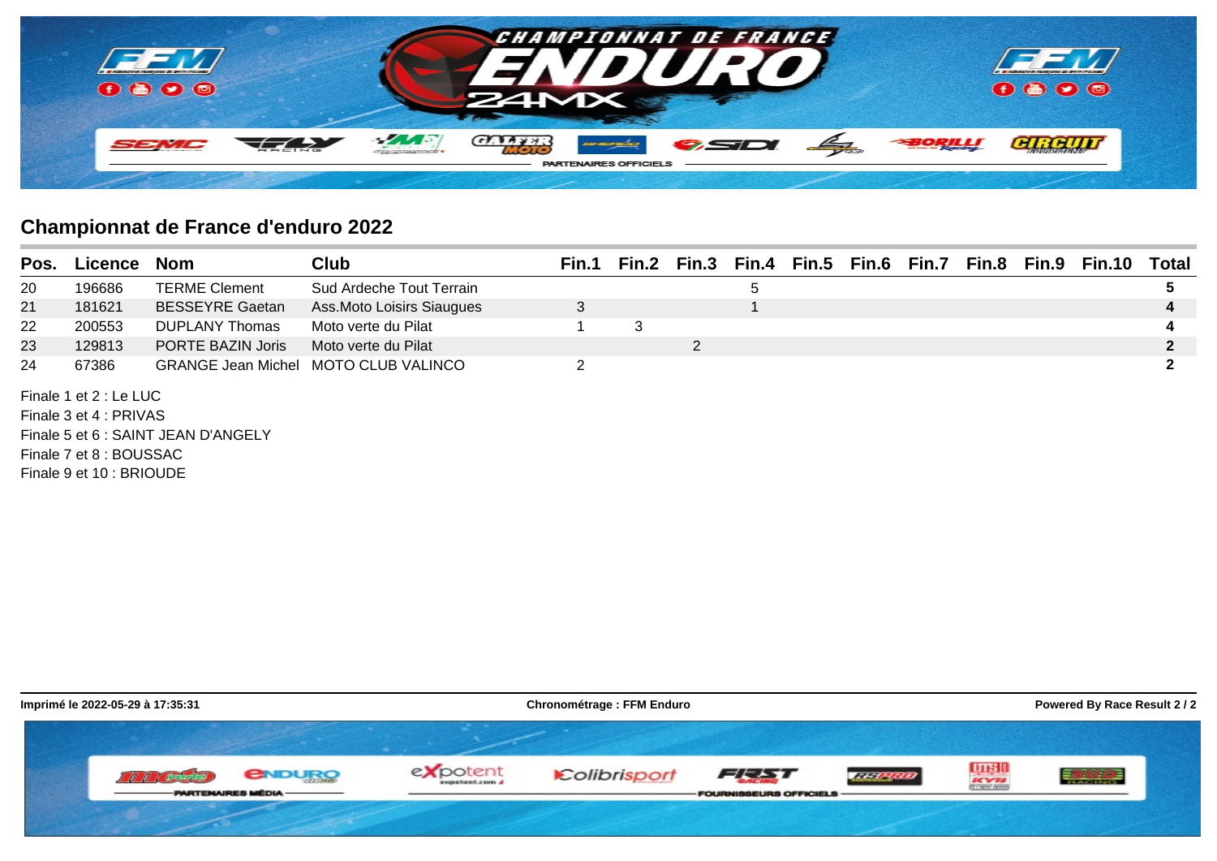## Championnat de France d'enduro 2022

| Pos. | Licence | Nom | Club | Fin.1 | Fin.2 | Fin.3 | Fin.4 | Fin.5 | Fin.6 | Fin.7 | Fin.8 | Fin.9 | Fin.10 | Total |
|---|---|---|---|---|---|---|---|---|---|---|---|---|---|---|
| 20 | 196686 | TERME Clement | Sud Ardeche Tout Terrain | | | | 5 | | | | | | | **5** |
| 21 | 181621 | BESSEYRE Gaetan | Ass.Moto Loisirs Siaugues | 3 | | | 1 | | | | | | | **4** |
| 22 | 200553 | DUPLANY Thomas | Moto verte du Pilat | 1 | 3 | | | | | | | | | **4** |
| 23 | 129813 | PORTE BAZIN Joris | Moto verte du Pilat | | | 2 | | | | | | | | **2** |
| 24 | 67386 | GRANGE Jean Michel | MOTO CLUB VALINCO | 2 | | | | | | | | | | **2** |

Finale 1 et 2 : Le LUC
Finale 3 et 4 : PRIVAS
Finale 5 et 6 : SAINT JEAN D'ANGELY
Finale 7 et 8 : BOUSSAC
Finale 9 et 10 : BRIOUDE

**Imprimé le 2022-05-29 à 17:35:31** **Chronométrage : FFM Enduro** **Powered By Race Result**